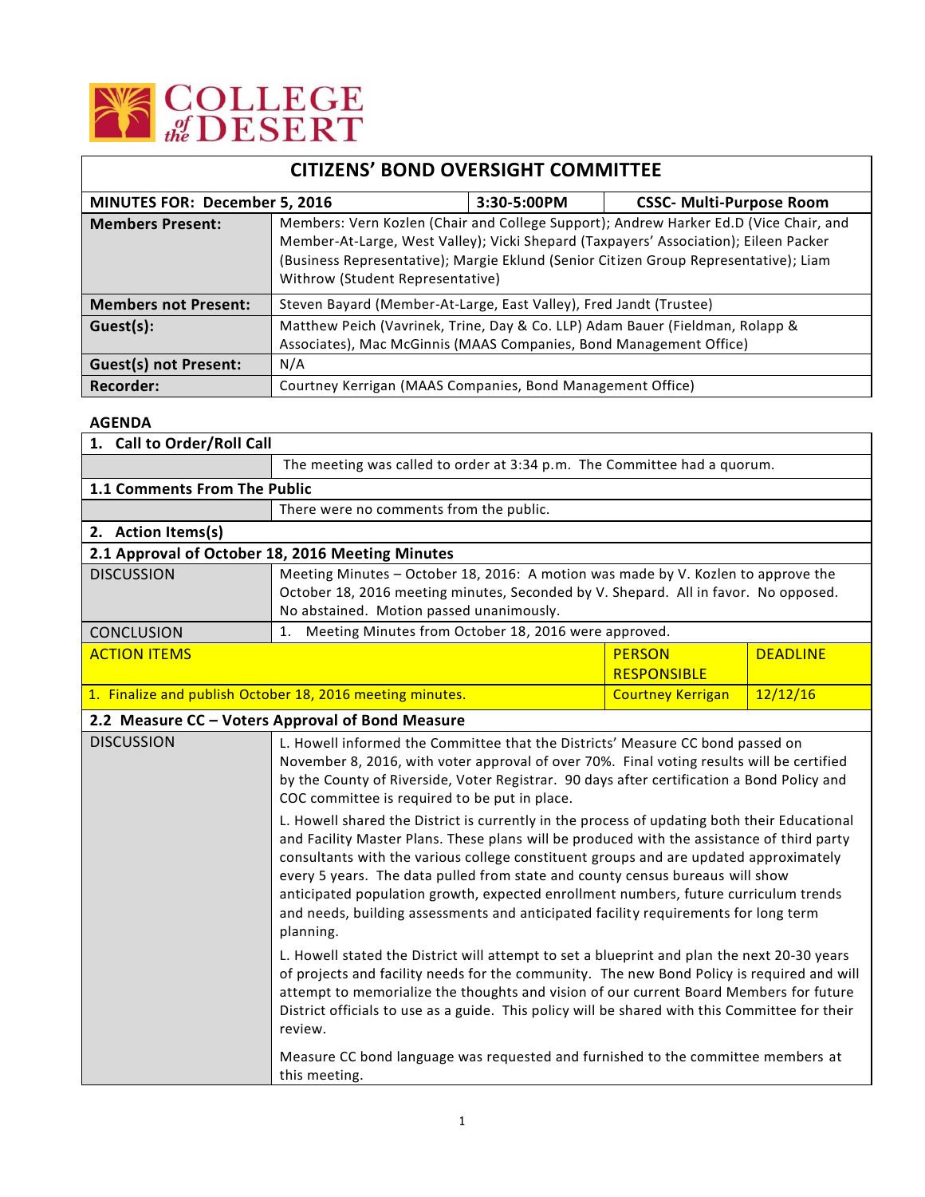COLLEGE of the DESERT

# CITIZENS' BOND OVERSIGHT COMMITTEE

| MINUTES FOR: December 5, 2016 | 3:30-5:00PM | CSSC- Multi-Purpose Room |
|---|---|---|
| **Members Present:** | Members: Vern Kozlen (Chair and College Support); Andrew Harker Ed.D (Vice Chair, and Member-At-Large, West Valley); Vicki Shepard (Taxpayers' Association); Eileen Packer (Business Representative); Margie Eklund (Senior Citizen Group Representative); Liam Withrow (Student Representative) | |
| **Members not Present:** | Steven Bayard (Member-At-Large, East Valley), Fred Jandt (Trustee) | |
| **Guest(s):** | Matthew Peich (Vavrinek, Trine, Day & Co. LLP) Adam Bauer (Fieldman, Rolapp & Associates), Mac McGinnis (MAAS Companies, Bond Management Office) | |
| **Guest(s) not Present:** | N/A | |
| **Recorder:** | Courtney Kerrigan (MAAS Companies, Bond Management Office) | |

## AGENDA

### 1. Call to Order/Roll Call

The meeting was called to order at 3:34 p.m. The Committee had a quorum.

### 1.1 Comments From The Public

There were no comments from the public.

### 2. Action Items(s)

### 2.1 Approval of October 18, 2016 Meeting Minutes

| | |
|---|---|
| DISCUSSION | Meeting Minutes – October 18, 2016: A motion was made by V. Kozlen to approve the October 18, 2016 meeting minutes, Seconded by V. Shepard. All in favor. No opposed. No abstained. Motion passed unanimously. |
| CONCLUSION | 1. Meeting Minutes from October 18, 2016 were approved. |

| ACTION ITEMS | PERSON RESPONSIBLE | DEADLINE |
|---|---|---|
| 1. Finalize and publish October 18, 2016 meeting minutes. | Courtney Kerrigan | 12/12/16 |

### 2.2 Measure CC – Voters Approval of Bond Measure

**DISCUSSION**

L. Howell informed the Committee that the Districts' Measure CC bond passed on November 8, 2016, with voter approval of over 70%. Final voting results will be certified by the County of Riverside, Voter Registrar. 90 days after certification a Bond Policy and COC committee is required to be put in place.

L. Howell shared the District is currently in the process of updating both their Educational and Facility Master Plans. These plans will be produced with the assistance of third party consultants with the various college constituent groups and are updated approximately every 5 years. The data pulled from state and county census bureaus will show anticipated population growth, expected enrollment numbers, future curriculum trends and needs, building assessments and anticipated facility requirements for long term planning.

L. Howell stated the District will attempt to set a blueprint and plan the next 20-30 years of projects and facility needs for the community. The new Bond Policy is required and will attempt to memorialize the thoughts and vision of our current Board Members for future District officials to use as a guide. This policy will be shared with this Committee for their review.

Measure CC bond language was requested and furnished to the committee members at this meeting.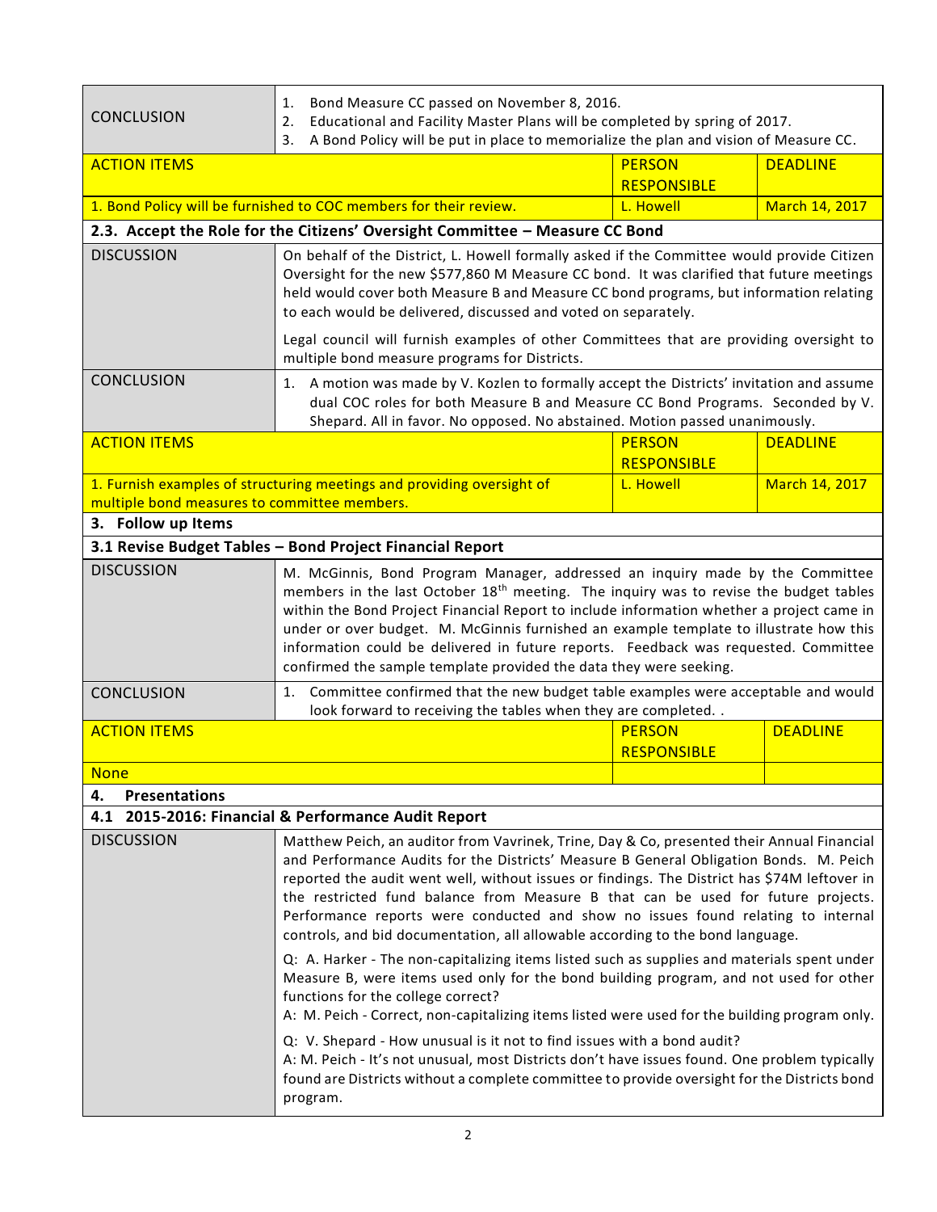| | |
|---|---|
| CONCLUSION | 1. Bond Measure CC passed on November 8, 2016.<br>2. Educational and Facility Master Plans will be completed by spring of 2017.<br>3. A Bond Policy will be put in place to memorialize the plan and vision of Measure CC. |

| ACTION ITEMS | PERSON RESPONSIBLE | DEADLINE |
|---|---|---|
| 1. Bond Policy will be furnished to COC members for their review. | L. Howell | March 14, 2017 |

**2.3. Accept the Role for the Citizens' Oversight Committee – Measure CC Bond**

| | |
|---|---|
| DISCUSSION | On behalf of the District, L. Howell formally asked if the Committee would provide Citizen Oversight for the new $577,860 M Measure CC bond. It was clarified that future meetings held would cover both Measure B and Measure CC bond programs, but information relating to each would be delivered, discussed and voted on separately.<br><br>Legal council will furnish examples of other Committees that are providing oversight to multiple bond measure programs for Districts. |
| CONCLUSION | 1. A motion was made by V. Kozlen to formally accept the Districts' invitation and assume dual COC roles for both Measure B and Measure CC Bond Programs. Seconded by V. Shepard. All in favor. No opposed. No abstained. Motion passed unanimously. |

| ACTION ITEMS | PERSON RESPONSIBLE | DEADLINE |
|---|---|---|
| 1. Furnish examples of structuring meetings and providing oversight of multiple bond measures to committee members. | L. Howell | March 14, 2017 |

**3. Follow up Items**

**3.1 Revise Budget Tables – Bond Project Financial Report**

| | |
|---|---|
| DISCUSSION | M. McGinnis, Bond Program Manager, addressed an inquiry made by the Committee members in the last October 18th meeting. The inquiry was to revise the budget tables within the Bond Project Financial Report to include information whether a project came in under or over budget. M. McGinnis furnished an example template to illustrate how this information could be delivered in future reports. Feedback was requested. Committee confirmed the sample template provided the data they were seeking. |
| CONCLUSION | 1. Committee confirmed that the new budget table examples were acceptable and would look forward to receiving the tables when they are completed. . |

| ACTION ITEMS | PERSON RESPONSIBLE | DEADLINE |
|---|---|---|
| None | | |

**4. Presentations**

**4.1 2015-2016: Financial & Performance Audit Report**

| | |
|---|---|
| DISCUSSION | Matthew Peich, an auditor from Vavrinek, Trine, Day & Co, presented their Annual Financial and Performance Audits for the Districts' Measure B General Obligation Bonds. M. Peich reported the audit went well, without issues or findings. The District has $74M leftover in the restricted fund balance from Measure B that can be used for future projects. Performance reports were conducted and show no issues found relating to internal controls, and bid documentation, all allowable according to the bond language.<br><br>Q: A. Harker - The non-capitalizing items listed such as supplies and materials spent under Measure B, were items used only for the bond building program, and not used for other functions for the college correct?<br>A: M. Peich - Correct, non-capitalizing items listed were used for the building program only.<br><br>Q: V. Shepard - How unusual is it not to find issues with a bond audit?<br>A: M. Peich - It's not unusual, most Districts don't have issues found. One problem typically found are Districts without a complete committee to provide oversight for the Districts bond program. |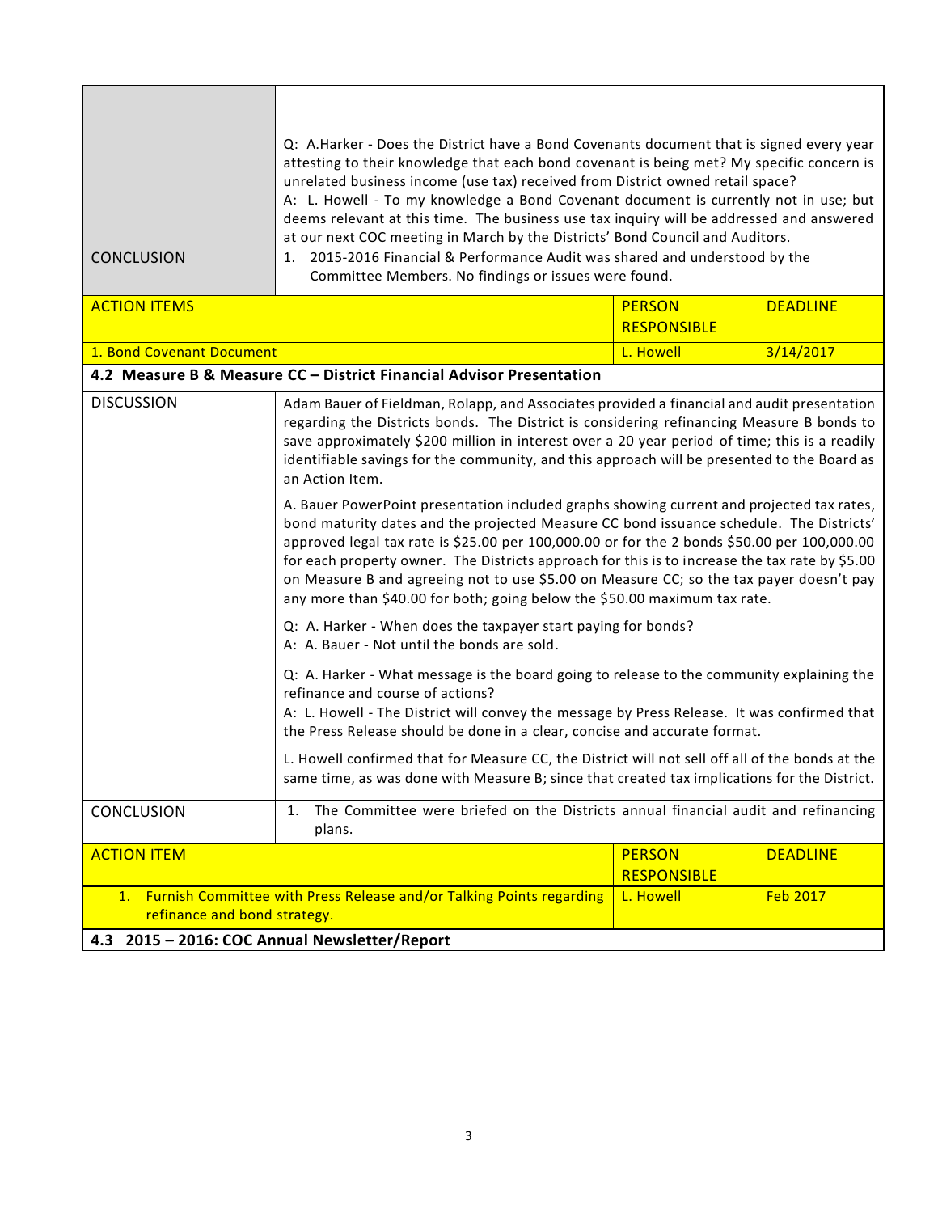| | |
|---|---|
| | Q: A.Harker - Does the District have a Bond Covenants document that is signed every year attesting to their knowledge that each bond covenant is being met? My specific concern is unrelated business income (use tax) received from District owned retail space?<br>A: L. Howell - To my knowledge a Bond Covenant document is currently not in use; but deems relevant at this time. The business use tax inquiry will be addressed and answered at our next COC meeting in March by the Districts' Bond Council and Auditors. |
| CONCLUSION | 1. 2015-2016 Financial & Performance Audit was shared and understood by the Committee Members. No findings or issues were found. |

| ACTION ITEMS | PERSON RESPONSIBLE | DEADLINE |
|---|---|---|
| 1. Bond Covenant Document | L. Howell | 3/14/2017 |

**4.2 Measure B & Measure CC – District Financial Advisor Presentation**

| | |
|---|---|
| DISCUSSION | Adam Bauer of Fieldman, Rolapp, and Associates provided a financial and audit presentation regarding the Districts bonds. The District is considering refinancing Measure B bonds to save approximately $200 million in interest over a 20 year period of time; this is a readily identifiable savings for the community, and this approach will be presented to the Board as an Action Item.<br><br>A. Bauer PowerPoint presentation included graphs showing current and projected tax rates, bond maturity dates and the projected Measure CC bond issuance schedule. The Districts' approved legal tax rate is $25.00 per 100,000.00 or for the 2 bonds $50.00 per 100,000.00 for each property owner. The Districts approach for this is to increase the tax rate by $5.00 on Measure B and agreeing not to use $5.00 on Measure CC; so the tax payer doesn't pay any more than $40.00 for both; going below the $50.00 maximum tax rate.<br><br>Q: A. Harker - When does the taxpayer start paying for bonds?<br>A: A. Bauer - Not until the bonds are sold.<br><br>Q: A. Harker - What message is the board going to release to the community explaining the refinance and course of actions?<br>A: L. Howell - The District will convey the message by Press Release. It was confirmed that the Press Release should be done in a clear, concise and accurate format.<br><br>L. Howell confirmed that for Measure CC, the District will not sell off all of the bonds at the same time, as was done with Measure B; since that created tax implications for the District. |
| CONCLUSION | 1. The Committee were briefed on the Districts annual financial audit and refinancing plans. |

| ACTION ITEM | PERSON RESPONSIBLE | DEADLINE |
|---|---|---|
| 1. Furnish Committee with Press Release and/or Talking Points regarding refinance and bond strategy. | L. Howell | Feb 2017 |

**4.3 2015 – 2016: COC Annual Newsletter/Report**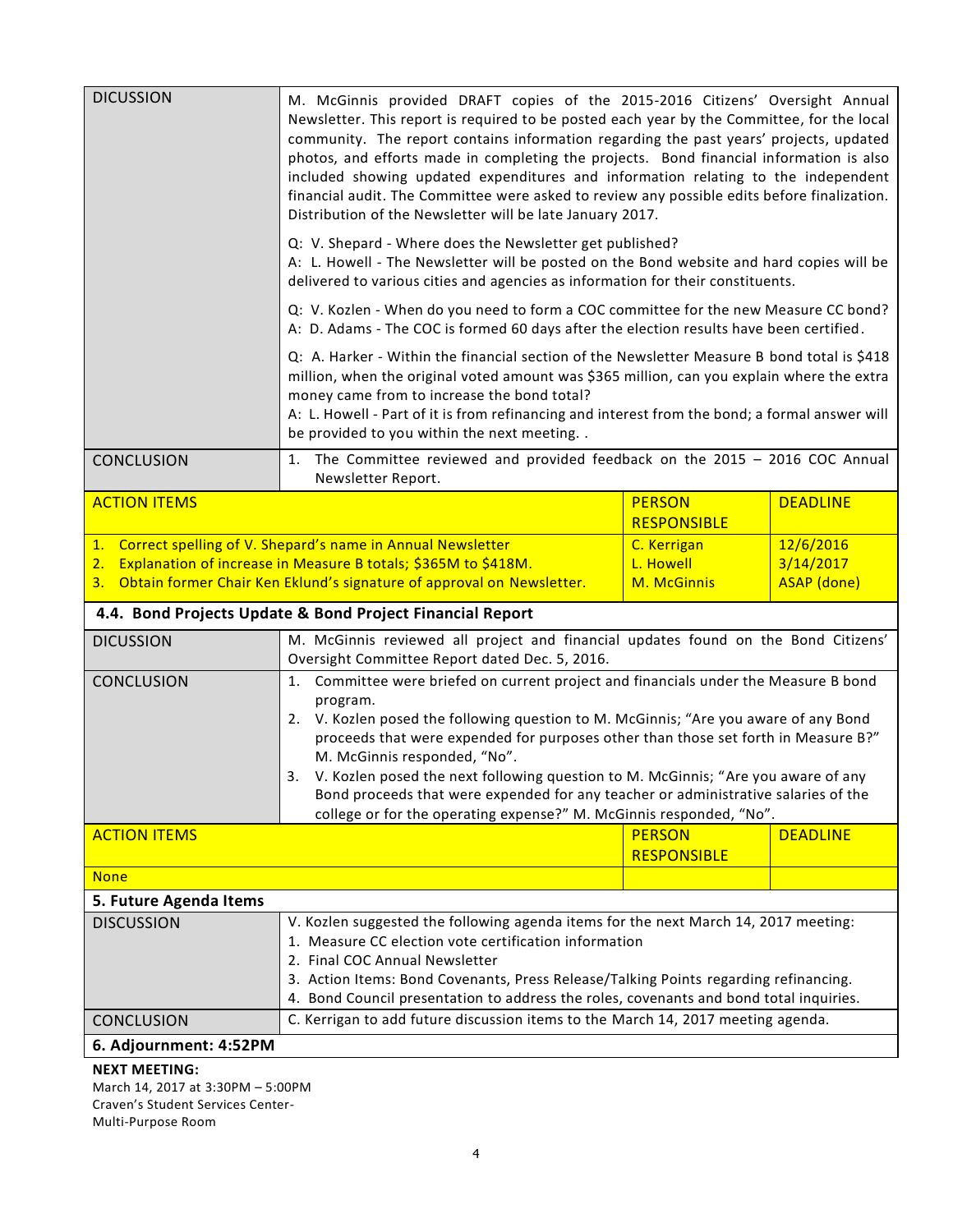| | | | |
|---|---|---|---|
| DICUSSION | M. McGinnis provided DRAFT copies of the 2015-2016 Citizens' Oversight Annual Newsletter. This report is required to be posted each year by the Committee, for the local community. The report contains information regarding the past years' projects, updated photos, and efforts made in completing the projects. Bond financial information is also included showing updated expenditures and information relating to the independent financial audit. The Committee were asked to review any possible edits before finalization. Distribution of the Newsletter will be late January 2017.<br><br>Q: V. Shepard - Where does the Newsletter get published?<br>A: L. Howell - The Newsletter will be posted on the Bond website and hard copies will be delivered to various cities and agencies as information for their constituents.<br><br>Q: V. Kozlen - When do you need to form a COC committee for the new Measure CC bond?<br>A: D. Adams - The COC is formed 60 days after the election results have been certified.<br><br>Q: A. Harker - Within the financial section of the Newsletter Measure B bond total is $418 million, when the original voted amount was $365 million, can you explain where the extra money came from to increase the bond total?<br>A: L. Howell - Part of it is from refinancing and interest from the bond; a formal answer will be provided to you within the next meeting. . | | |
| CONCLUSION | 1. The Committee reviewed and provided feedback on the 2015 – 2016 COC Annual Newsletter Report. | | |
| ACTION ITEMS | | PERSON RESPONSIBLE | DEADLINE |
| 1. Correct spelling of V. Shepard's name in Annual Newsletter<br>2. Explanation of increase in Measure B totals; $365M to $418M.<br>3. Obtain former Chair Ken Eklund's signature of approval on Newsletter. | | C. Kerrigan<br>L. Howell<br>M. McGinnis | 12/6/2016<br>3/14/2017<br>ASAP (done) |
| **4.4. Bond Projects Update & Bond Project Financial Report** | | | |
| DICUSSION | M. McGinnis reviewed all project and financial updates found on the Bond Citizens' Oversight Committee Report dated Dec. 5, 2016. | | |
| CONCLUSION | 1. Committee were briefed on current project and financials under the Measure B bond program.<br>2. V. Kozlen posed the following question to M. McGinnis; "Are you aware of any Bond proceeds that were expended for purposes other than those set forth in Measure B?" M. McGinnis responded, "No".<br>3. V. Kozlen posed the next following question to M. McGinnis; "Are you aware of any Bond proceeds that were expended for any teacher or administrative salaries of the college or for the operating expense?" M. McGinnis responded, "No". | | |
| ACTION ITEMS | | PERSON RESPONSIBLE | DEADLINE |
| None | | | |
| **5. Future Agenda Items** | | | |
| DISCUSSION | V. Kozlen suggested the following agenda items for the next March 14, 2017 meeting:<br>1. Measure CC election vote certification information<br>2. Final COC Annual Newsletter<br>3. Action Items: Bond Covenants, Press Release/Talking Points regarding refinancing.<br>4. Bond Council presentation to address the roles, covenants and bond total inquiries. | | |
| CONCLUSION | C. Kerrigan to add future discussion items to the March 14, 2017 meeting agenda. | | |
| **6. Adjournment: 4:52PM** | | | |

**NEXT MEETING:**
March 14, 2017 at 3:30PM – 5:00PM
Craven's Student Services Center-
Multi-Purpose Room